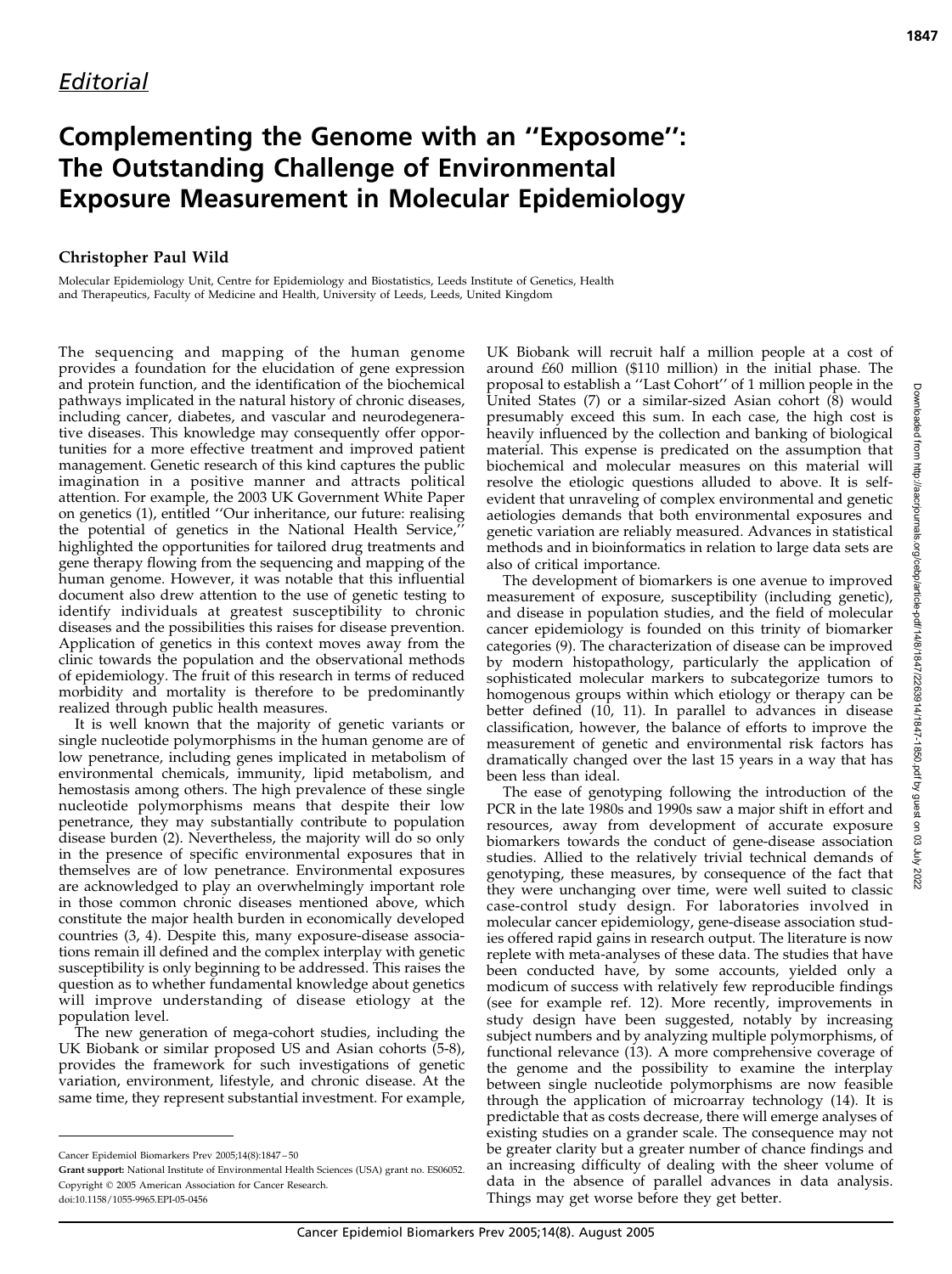*Editorial*

# Complementing the Genome with an ''Exposome'': The Outstanding Challenge of Environmental Exposure Measurement in Molecular Epidemiology

**Christopher Paul Wild**

Molecular Epidemiology Unit, Centre for Epidemiology and Biostatistics, Leeds Institute of Genetics, Health and Therapeutics, Faculty of Medicine and Health, University of Leeds, Leeds, United Kingdom

The sequencing and mapping of the human genome provides a foundation for the elucidation of gene expression and protein function, and the identification of the biochemical pathways implicated in the natural history of chronic diseases, including cancer, diabetes, and vascular and neurodegenerative diseases. This knowledge may consequently offer opportunities for a more effective treatment and improved patient management. Genetic research of this kind captures the public imagination in a positive manner and attracts political attention. For example, the 2003 UK Government White Paper on genetics (1), entitled ''Our inheritance, our future: realising the potential of genetics in the National Health Service,'' highlighted the opportunities for tailored drug treatments and gene therapy flowing from the sequencing and mapping of the human genome. However, it was notable that this influential document also drew attention to the use of genetic testing to identify individuals at greatest susceptibility to chronic diseases and the possibilities this raises for disease prevention. Application of genetics in this context moves away from the clinic towards the population and the observational methods of epidemiology. The fruit of this research in terms of reduced morbidity and mortality is therefore to be predominantly realized through public health measures.

It is well known that the majority of genetic variants or single nucleotide polymorphisms in the human genome are of low penetrance, including genes implicated in metabolism of environmental chemicals, immunity, lipid metabolism, and hemostasis among others. The high prevalence of these single nucleotide polymorphisms means that despite their low penetrance, they may substantially contribute to population disease burden (2). Nevertheless, the majority will do so only in the presence of specific environmental exposures that in themselves are of low penetrance. Environmental exposures are acknowledged to play an overwhelmingly important role in those common chronic diseases mentioned above, which constitute the major health burden in economically developed countries (3, 4). Despite this, many exposure-disease associations remain ill defined and the complex interplay with genetic susceptibility is only beginning to be addressed. This raises the question as to whether fundamental knowledge about genetics will improve understanding of disease etiology at the population level.

The new generation of mega-cohort studies, including the UK Biobank or similar proposed US and Asian cohorts (5-8), provides the framework for such investigations of genetic variation, environment, lifestyle, and chronic disease. At the same time, they represent substantial investment. For example, UK Biobank will recruit half a million people at a cost of around £60 million ($110 million) in the initial phase. The proposal to establish a ''Last Cohort'' of 1 million people in the United States (7) or a similar-sized Asian cohort (8) would presumably exceed this sum. In each case, the high cost is heavily influenced by the collection and banking of biological material. This expense is predicated on the assumption that biochemical and molecular measures on this material will resolve the etiologic questions alluded to above. It is self-evident that unraveling of complex environmental and genetic aetiologies demands that both environmental exposures and genetic variation are reliably measured. Advances in statistical methods and in bioinformatics in relation to large data sets are also of critical importance.

The development of biomarkers is one avenue to improved measurement of exposure, susceptibility (including genetic), and disease in population studies, and the field of molecular cancer epidemiology is founded on this trinity of biomarker categories (9). The characterization of disease can be improved by modern histopathology, particularly the application of sophisticated molecular markers to subcategorize tumors to homogenous groups within which etiology or therapy can be better defined (10, 11). In parallel to advances in disease classification, however, the balance of efforts to improve the measurement of genetic and environmental risk factors has dramatically changed over the last 15 years in a way that has been less than ideal.

The ease of genotyping following the introduction of the PCR in the late 1980s and 1990s saw a major shift in effort and resources, away from development of accurate exposure biomarkers towards the conduct of gene-disease association studies. Allied to the relatively trivial technical demands of genotyping, these measures, by consequence of the fact that they were unchanging over time, were well suited to classic case-control study design. For laboratories involved in molecular cancer epidemiology, gene-disease association studies offered rapid gains in research output. The literature is now replete with meta-analyses of these data. The studies that have been conducted have, by some accounts, yielded only a modicum of success with relatively few reproducible findings (see for example ref. 12). More recently, improvements in study design have been suggested, notably by increasing subject numbers and by analyzing multiple polymorphisms, of functional relevance (13). A more comprehensive coverage of the genome and the possibility to examine the interplay between single nucleotide polymorphisms are now feasible through the application of microarray technology (14). It is predictable that as costs decrease, there will emerge analyses of existing studies on a grander scale. The consequence may not be greater clarity but a greater number of chance findings and an increasing difficulty of dealing with the sheer volume of data in the absence of parallel advances in data analysis. Things may get worse before they get better.

---

Cancer Epidemiol Biomarkers Prev 2005;14(8):1847–50

**Grant support:** National Institute of Environmental Health Sciences (USA) grant no. ES06052.

Copyright © 2005 American Association for Cancer Research.

doi:10.1158/1055-9965.EPI-05-0456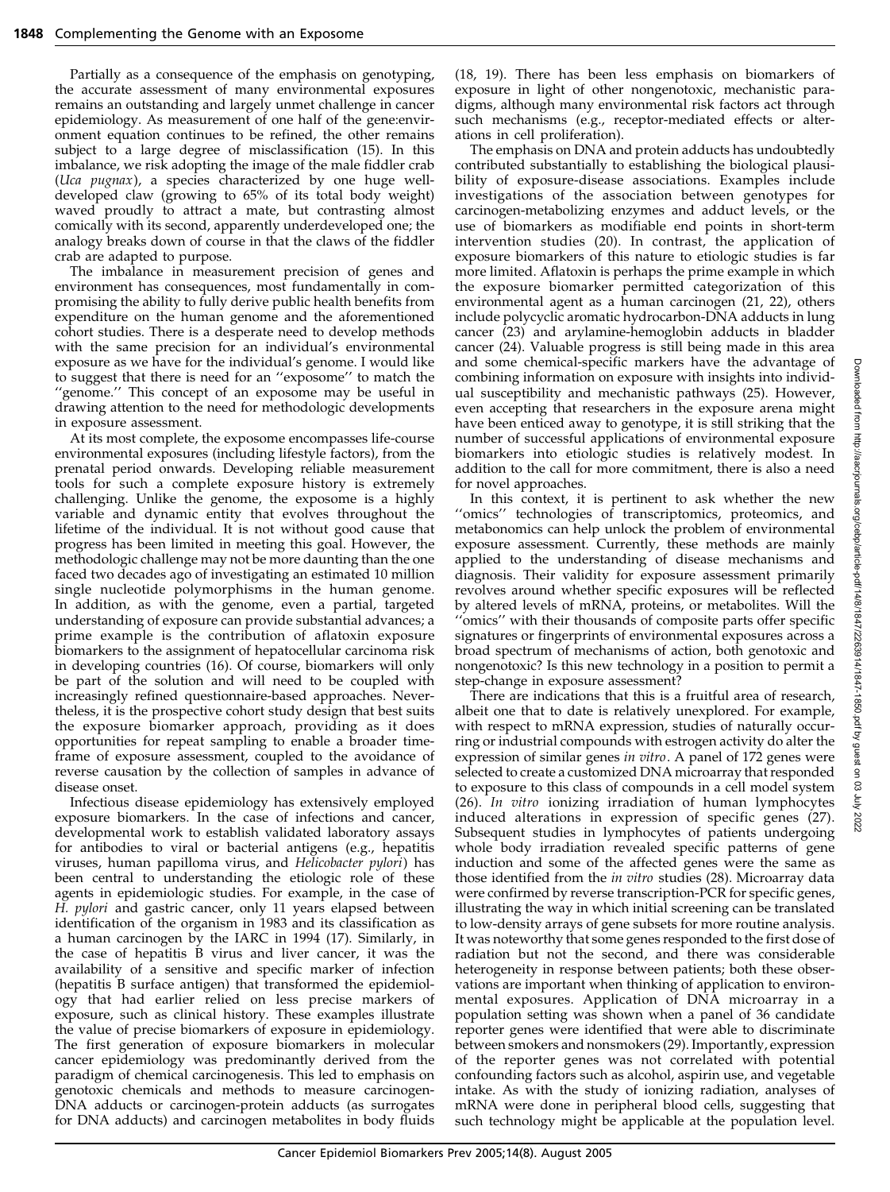Partially as a consequence of the emphasis on genotyping, the accurate assessment of many environmental exposures remains an outstanding and largely unmet challenge in cancer epidemiology. As measurement of one half of the gene:environment equation continues to be refined, the other remains subject to a large degree of misclassification (15). In this imbalance, we risk adopting the image of the male fiddler crab (*Uca pugnax*), a species characterized by one huge well-developed claw (growing to 65% of its total body weight) waved proudly to attract a mate, but contrasting almost comically with its second, apparently underdeveloped one; the analogy breaks down of course in that the claws of the fiddler crab are adapted to purpose.

The imbalance in measurement precision of genes and environment has consequences, most fundamentally in compromising the ability to fully derive public health benefits from expenditure on the human genome and the aforementioned cohort studies. There is a desperate need to develop methods with the same precision for an individual's environmental exposure as we have for the individual's genome. I would like to suggest that there is need for an ''exposome'' to match the ''genome.'' This concept of an exposome may be useful in drawing attention to the need for methodologic developments in exposure assessment.

At its most complete, the exposome encompasses life-course environmental exposures (including lifestyle factors), from the prenatal period onwards. Developing reliable measurement tools for such a complete exposure history is extremely challenging. Unlike the genome, the exposome is a highly variable and dynamic entity that evolves throughout the lifetime of the individual. It is not without good cause that progress has been limited in meeting this goal. However, the methodologic challenge may not be more daunting than the one faced two decades ago of investigating an estimated 10 million single nucleotide polymorphisms in the human genome. In addition, as with the genome, even a partial, targeted understanding of exposure can provide substantial advances; a prime example is the contribution of aflatoxin exposure biomarkers to the assignment of hepatocellular carcinoma risk in developing countries (16). Of course, biomarkers will only be part of the solution and will need to be coupled with increasingly refined questionnaire-based approaches. Nevertheless, it is the prospective cohort study design that best suits the exposure biomarker approach, providing as it does opportunities for repeat sampling to enable a broader timeframe of exposure assessment, coupled to the avoidance of reverse causation by the collection of samples in advance of disease onset.

Infectious disease epidemiology has extensively employed exposure biomarkers. In the case of infections and cancer, developmental work to establish validated laboratory assays for antibodies to viral or bacterial antigens (e.g., hepatitis viruses, human papilloma virus, and *Helicobacter pylori*) has been central to understanding the etiologic role of these agents in epidemiologic studies. For example, in the case of *H. pylori* and gastric cancer, only 11 years elapsed between identification of the organism in 1983 and its classification as a human carcinogen by the IARC in 1994 (17). Similarly, in the case of hepatitis B virus and liver cancer, it was the availability of a sensitive and specific marker of infection (hepatitis B surface antigen) that transformed the epidemiology that had earlier relied on less precise markers of exposure, such as clinical history. These examples illustrate the value of precise biomarkers of exposure in epidemiology. The first generation of exposure biomarkers in molecular cancer epidemiology was predominantly derived from the paradigm of chemical carcinogenesis. This led to emphasis on genotoxic chemicals and methods to measure carcinogen-DNA adducts or carcinogen-protein adducts (as surrogates for DNA adducts) and carcinogen metabolites in body fluids (18, 19). There has been less emphasis on biomarkers of exposure in light of other nongenotoxic, mechanistic paradigms, although many environmental risk factors act through such mechanisms (e.g., receptor-mediated effects or alterations in cell proliferation).

The emphasis on DNA and protein adducts has undoubtedly contributed substantially to establishing the biological plausibility of exposure-disease associations. Examples include investigations of the association between genotypes for carcinogen-metabolizing enzymes and adduct levels, or the use of biomarkers as modifiable end points in short-term intervention studies (20). In contrast, the application of exposure biomarkers of this nature to etiologic studies is far more limited. Aflatoxin is perhaps the prime example in which the exposure biomarker permitted categorization of this environmental agent as a human carcinogen (21, 22), others include polycyclic aromatic hydrocarbon-DNA adducts in lung cancer (23) and arylamine-hemoglobin adducts in bladder cancer (24). Valuable progress is still being made in this area and some chemical-specific markers have the advantage of combining information on exposure with insights into individual susceptibility and mechanistic pathways (25). However, even accepting that researchers in the exposure arena might have been enticed away to genotype, it is still striking that the number of successful applications of environmental exposure biomarkers into etiologic studies is relatively modest. In addition to the call for more commitment, there is also a need for novel approaches.

In this context, it is pertinent to ask whether the new ''omics'' technologies of transcriptomics, proteomics, and metabonomics can help unlock the problem of environmental exposure assessment. Currently, these methods are mainly applied to the understanding of disease mechanisms and diagnosis. Their validity for exposure assessment primarily revolves around whether specific exposures will be reflected by altered levels of mRNA, proteins, or metabolites. Will the ''omics'' with their thousands of composite parts offer specific signatures or fingerprints of environmental exposures across a broad spectrum of mechanisms of action, both genotoxic and nongenotoxic? Is this new technology in a position to permit a step-change in exposure assessment?

There are indications that this is a fruitful area of research, albeit one that to date is relatively unexplored. For example, with respect to mRNA expression, studies of naturally occurring or industrial compounds with estrogen activity do alter the expression of similar genes *in vitro*. A panel of 172 genes were selected to create a customized DNA microarray that responded to exposure to this class of compounds in a cell model system (26). *In vitro* ionizing irradiation of human lymphocytes induced alterations in expression of specific genes (27). Subsequent studies in lymphocytes of patients undergoing whole body irradiation revealed specific patterns of gene induction and some of the affected genes were the same as those identified from the *in vitro* studies (28). Microarray data were confirmed by reverse transcription-PCR for specific genes, illustrating the way in which initial screening can be translated to low-density arrays of gene subsets for more routine analysis. It was noteworthy that some genes responded to the first dose of radiation but not the second, and there was considerable heterogeneity in response between patients; both these observations are important when thinking of application to environmental exposures. Application of DNA microarray in a population setting was shown when a panel of 36 candidate reporter genes were identified that were able to discriminate between smokers and nonsmokers (29). Importantly, expression of the reporter genes was not correlated with potential confounding factors such as alcohol, aspirin use, and vegetable intake. As with the study of ionizing radiation, analyses of mRNA were done in peripheral blood cells, suggesting that such technology might be applicable at the population level.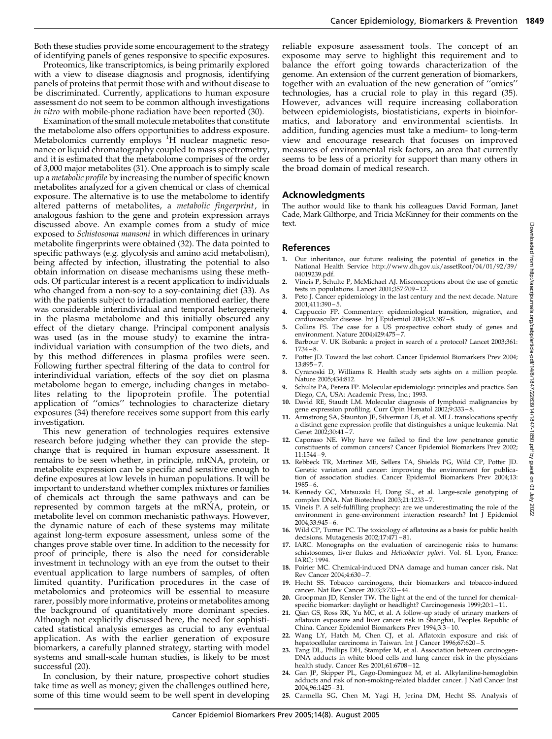Both these studies provide some encouragement to the strategy of identifying panels of genes responsive to specific exposures.

Proteomics, like transcriptomics, is being primarily explored with a view to disease diagnosis and prognosis, identifying panels of proteins that permit those with and without disease to be discriminated. Currently, applications to human exposure assessment do not seem to be common although investigations *in vitro* with mobile-phone radiation have been reported (30).

Examination of the small molecule metabolites that constitute the metabolome also offers opportunities to address exposure. Metabolomics currently employs $^1$H nuclear magnetic resonance or liquid chromatography coupled to mass spectrometry, and it is estimated that the metabolome comprises of the order of 3,000 major metabolites (31). One approach is to simply scale up a *metabolic profile* by increasing the number of specific known metabolites analyzed for a given chemical or class of chemical exposure. The alternative is to use the metabolome to identify altered patterns of metabolites, a *metabolic fingerprint*, in analogous fashion to the gene and protein expression arrays discussed above. An example comes from a study of mice exposed to *Schistosoma mansoni* in which differences in urinary metabolite fingerprints were obtained (32). The data pointed to specific pathways (e.g. glycolysis and amino acid metabolism), being affected by infection, illustrating the potential to also obtain information on disease mechanisms using these methods. Of particular interest is a recent application to individuals who changed from a non-soy to a soy-containing diet (33). As with the patients subject to irradiation mentioned earlier, there was considerable interindividual and temporal heterogeneity in the plasma metabolome and this initially obscured any effect of the dietary change. Principal component analysis was used (as in the mouse study) to examine the intraindividual variation with consumption of the two diets, and by this method differences in plasma profiles were seen. Following further spectral filtering of the data to control for interindividual variation, effects of the soy diet on plasma metabolome began to emerge, including changes in metabolites relating to the lipoprotein profile. The potential application of "omics" technologies to characterize dietary exposures (34) therefore receives some support from this early investigation.

This new generation of technologies requires extensive research before judging whether they can provide the step-change that is required in human exposure assessment. It remains to be seen whether, in principle, mRNA, protein, or metabolite expression can be specific and sensitive enough to define exposures at low levels in human populations. It will be important to understand whether complex mixtures or families of chemicals act through the same pathways and can be represented by common targets at the mRNA, protein, or metabolite level on common mechanistic pathways. However, the dynamic nature of each of these systems may militate against long-term exposure assessment, unless some of the changes prove stable over time. In addition to the necessity for proof of principle, there is also the need for considerable investment in technology with an eye from the outset to their eventual application to large numbers of samples, of often limited quantity. Purification procedures in the case of metabolomics and proteomics will be essential to measure rarer, possibly more informative, proteins or metabolites among the background of quantitatively more dominant species. Although not explicitly discussed here, the need for sophisticated statistical analysis emerges as crucial to any eventual application. As with the earlier generation of exposure biomarkers, a carefully planned strategy, starting with model systems and small-scale human studies, is likely to be most successful (20).

In conclusion, by their nature, prospective cohort studies take time as well as money; given the challenges outlined here, some of this time would seem to be well spent in developing reliable exposure assessment tools. The concept of an exposome may serve to highlight this requirement and to balance the effort going towards characterization of the genome. An extension of the current generation of biomarkers, together with an evaluation of the new generation of "omics" technologies, has a crucial role to play in this regard (35). However, advances will require increasing collaboration between epidemiologists, biostatisticians, experts in bioinformatics, and laboratory and environmental scientists. In addition, funding agencies must take a medium- to long-term view and encourage research that focuses on improved measures of environmental risk factors, an area that currently seems to be less of a priority for support than many others in the broad domain of medical research.

## Acknowledgments

The author would like to thank his colleagues David Forman, Janet Cade, Mark Gilthorpe, and Tricia McKinney for their comments on the text.

## References

1. Our inheritance, our future: realising the potential of genetics in the National Health Service http://www.dh.gov.uk/assetRoot/04/01/92/39/04019239.pdf.
2. Vineis P, Schulte P, McMichael AJ. Misconceptions about the use of genetic tests in populations. Lancet 2001;357:709–12.
3. Peto J. Cancer epidemiology in the last century and the next decade. Nature 2001;411:390–5.
4. Cappuccio FP. Commentary: epidemiological transition, migration, and cardiovascular disease. Int J Epidemiol 2004;33:387–8.
5. Collins FS. The case for a US prospective cohort study of genes and environment. Nature 2004;429:475–7.
6. Barbour V. UK Biobank: a project in search of a protocol? Lancet 2003;361:1734–8.
7. Potter JD. Toward the last cohort. Cancer Epidemiol Biomarkers Prev 2004;13:895–7.
8. Cyranoski D, Williams R. Health study sets sights on a million people. Nature 2005;434:812.
9. Schulte PA, Perera FP. Molecular epidemiology: principles and practice. San Diego, CA, USA: Academic Press, Inc.; 1993.
10. David RE, Staudt LM. Molecular diagnosis of lymphoid malignancies by gene expression profiling. Curr Opin Hematol 2002;9:333–8.
11. Armstrong SA, Staunton JE, Silverman LB, et al. MLL translocations specify a distinct gene expression profile that distinguishes a unique leukemia. Nat Genet 2002;30:41–7.
12. Caporaso NE. Why have we failed to find the low penetrance genetic constituents of common cancers? Cancer Epidemiol Biomarkers Prev 2002;11:1544–9.
13. Rebbeck TR, Martinez ME, Sellers TA, Shields PG, Wild CP, Potter JD. Genetic variation and cancer: improving the environment for publication of association studies. Cancer Epidemiol Biomarkers Prev 2004;13:1985–6.
14. Kennedy GC, Matsuzaki H, Dong SL, et al. Large-scale genotyping of complex DNA. Nat Biotechnol 2003;21:1233–7.
15. Vineis P. A self-fulfilling prophecy: are we underestimating the role of the environment in gene-environment interaction research? Int J Epidemiol 2004;33:945–6.
16. Wild CP, Turner PC. The toxicology of aflatoxins as a basis for public health decisions. Mutagenesis 2002;17:471–81.
17. IARC. Monographs on the evaluation of carcinogenic risks to humans: schistosomes, liver flukes and *Helicobacter pylori*. Vol. 61. Lyon, France: IARC; 1994.
18. Poirier MC. Chemical-induced DNA damage and human cancer risk. Nat Rev Cancer 2004;4:630–7.
19. Hecht SS. Tobacco carcinogens, their biomarkers and tobacco-induced cancer. Nat Rev Cancer 2003;3:733–44.
20. Groopman JD, Kensler TW. The light at the end of the tunnel for chemical-specific biomarker: daylight or headlight? Carcinogenesis 1999;20:1–11.
21. Qian GS, Ross RK, Yu MC, et al. A follow-up study of urinary markers of aflatoxin exposure and liver cancer risk in Shanghai, Peoples Republic of China. Cancer Epidemiol Biomarkers Prev 1994;3:3–10.
22. Wang LY, Hatch M, Chen CJ, et al. Aflatoxin exposure and risk of hepatocellular carcinoma in Taiwan. Int J Cancer 1996;67:620–5.
23. Tang DL, Phillips DH, Stampfer M, et al. Association between carcinogen-DNA adducts in white blood cells and lung cancer risk in the physicians health study. Cancer Res 2001;61:6708–12.
24. Gan JP, Skipper PL, Gago-Dominguez M, et al. Alkylaniline-hemoglobin adducts and risk of non-smoking-related bladder cancer. J Natl Cancer Inst 2004;96:1425–31.
25. Carmella SG, Chen M, Yagi H, Jerina DM, Hecht SS. Analysis of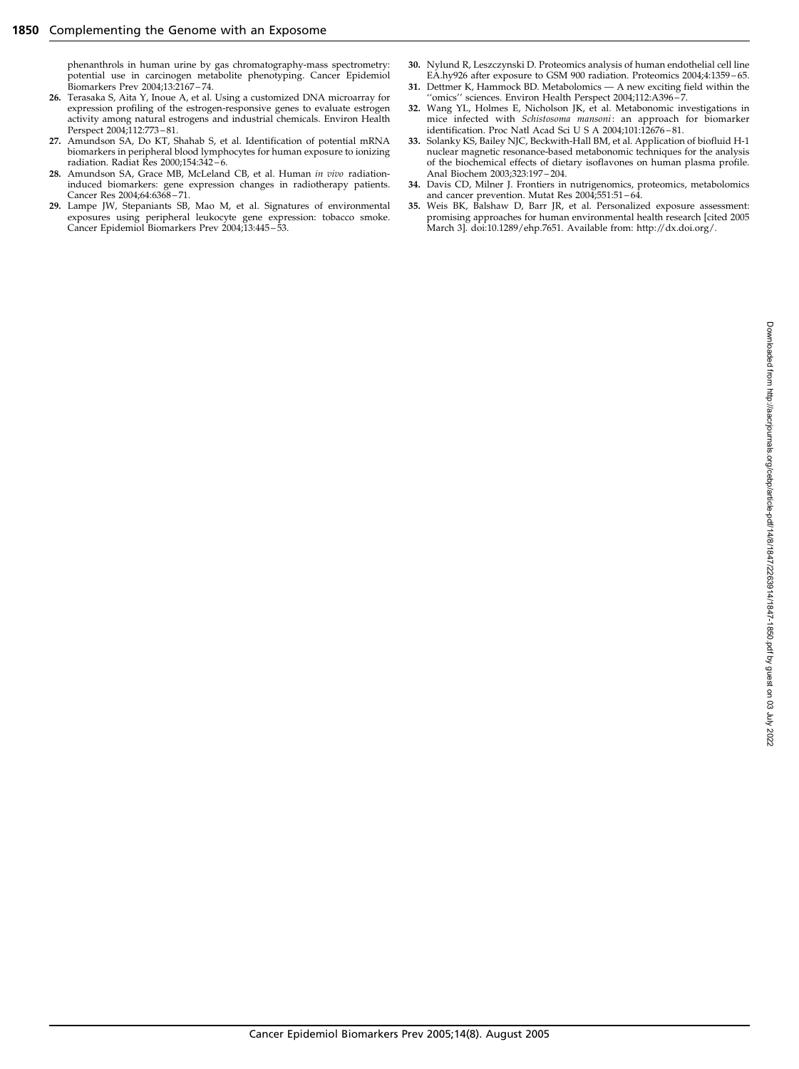phenanthrols in human urine by gas chromatography-mass spectrometry: potential use in carcinogen metabolite phenotyping. Cancer Epidemiol Biomarkers Prev 2004;13:2167–74.

26. Terasaka S, Aita Y, Inoue A, et al. Using a customized DNA microarray for expression profiling of the estrogen-responsive genes to evaluate estrogen activity among natural estrogens and industrial chemicals. Environ Health Perspect 2004;112:773–81.
27. Amundson SA, Do KT, Shahab S, et al. Identification of potential mRNA biomarkers in peripheral blood lymphocytes for human exposure to ionizing radiation. Radiat Res 2000;154:342–6.
28. Amundson SA, Grace MB, McLeland CB, et al. Human *in vivo* radiation-induced biomarkers: gene expression changes in radiotherapy patients. Cancer Res 2004;64:6368–71.
29. Lampe JW, Stepaniants SB, Mao M, et al. Signatures of environmental exposures using peripheral leukocyte gene expression: tobacco smoke. Cancer Epidemiol Biomarkers Prev 2004;13:445–53.
30. Nylund R, Leszczynski D. Proteomics analysis of human endothelial cell line EA.hy926 after exposure to GSM 900 radiation. Proteomics 2004;4:1359–65.
31. Dettmer K, Hammock BD. Metabolomics — A new exciting field within the ''omics'' sciences. Environ Health Perspect 2004;112:A396–7.
32. Wang YL, Holmes E, Nicholson JK, et al. Metabonomic investigations in mice infected with *Schistosoma mansoni*: an approach for biomarker identification. Proc Natl Acad Sci U S A 2004;101:12676–81.
33. Solanky KS, Bailey NJC, Beckwith-Hall BM, et al. Application of biofluid H-1 nuclear magnetic resonance-based metabonomic techniques for the analysis of the biochemical effects of dietary isoflavones on human plasma profile. Anal Biochem 2003;323:197–204.
34. Davis CD, Milner J. Frontiers in nutrigenomics, proteomics, metabolomics and cancer prevention. Mutat Res 2004;551:51–64.
35. Weis BK, Balshaw D, Barr JR, et al. Personalized exposure assessment: promising approaches for human environmental health research [cited 2005 March 3]. doi:10.1289/ehp.7651. Available from: http://dx.doi.org/.